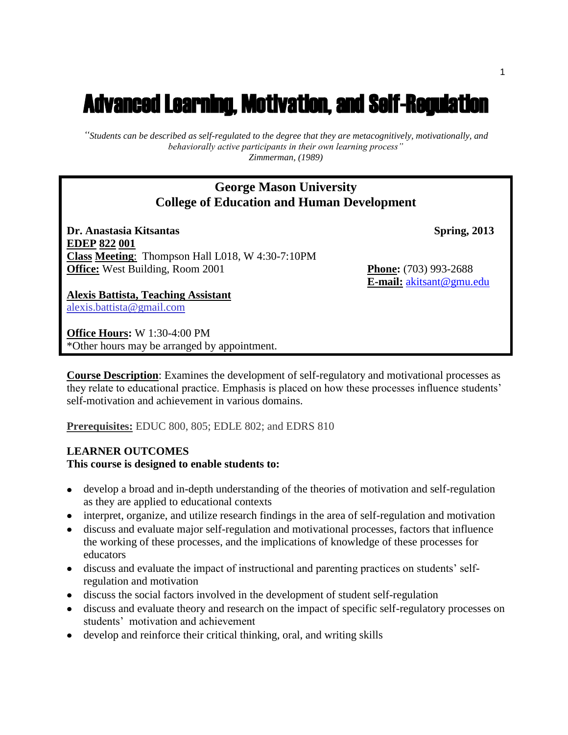# Advanced Learning, Motivation, and Self-Regulation

*"Students can be described as self-regulated to the degree that they are metacognitively, motivationally, and behaviorally active participants in their own learning process"*
*Zimmerman, (1989)*

**George Mason University**
**College of Education and Human Development**

**Dr. Anastasia Kitsantas** **Spring, 2013**
**EDEP 822 001**
**Class Meeting**: Thompson Hall L018, W 4:30-7:10PM
**Office:** West Building, Room 2001
**Phone:** (703) 993-2688
**E-mail:** akitsant@gmu.edu

**Alexis Battista, Teaching Assistant**
alexis.battista@gmail.com

**Office Hours:** W 1:30-4:00 PM
*Other hours may be arranged by appointment.

**Course Description**: Examines the development of self-regulatory and motivational processes as they relate to educational practice. Emphasis is placed on how these processes influence students' self-motivation and achievement in various domains.

**Prerequisites:** EDUC 800, 805; EDLE 802; and EDRS 810

**LEARNER OUTCOMES**
**This course is designed to enable students to:**

- develop a broad and in-depth understanding of the theories of motivation and self-regulation as they are applied to educational contexts
- interpret, organize, and utilize research findings in the area of self-regulation and motivation
- discuss and evaluate major self-regulation and motivational processes, factors that influence the working of these processes, and the implications of knowledge of these processes for educators
- discuss and evaluate the impact of instructional and parenting practices on students' self-regulation and motivation
- discuss the social factors involved in the development of student self-regulation
- discuss and evaluate theory and research on the impact of specific self-regulatory processes on students' motivation and achievement
- develop and reinforce their critical thinking, oral, and writing skills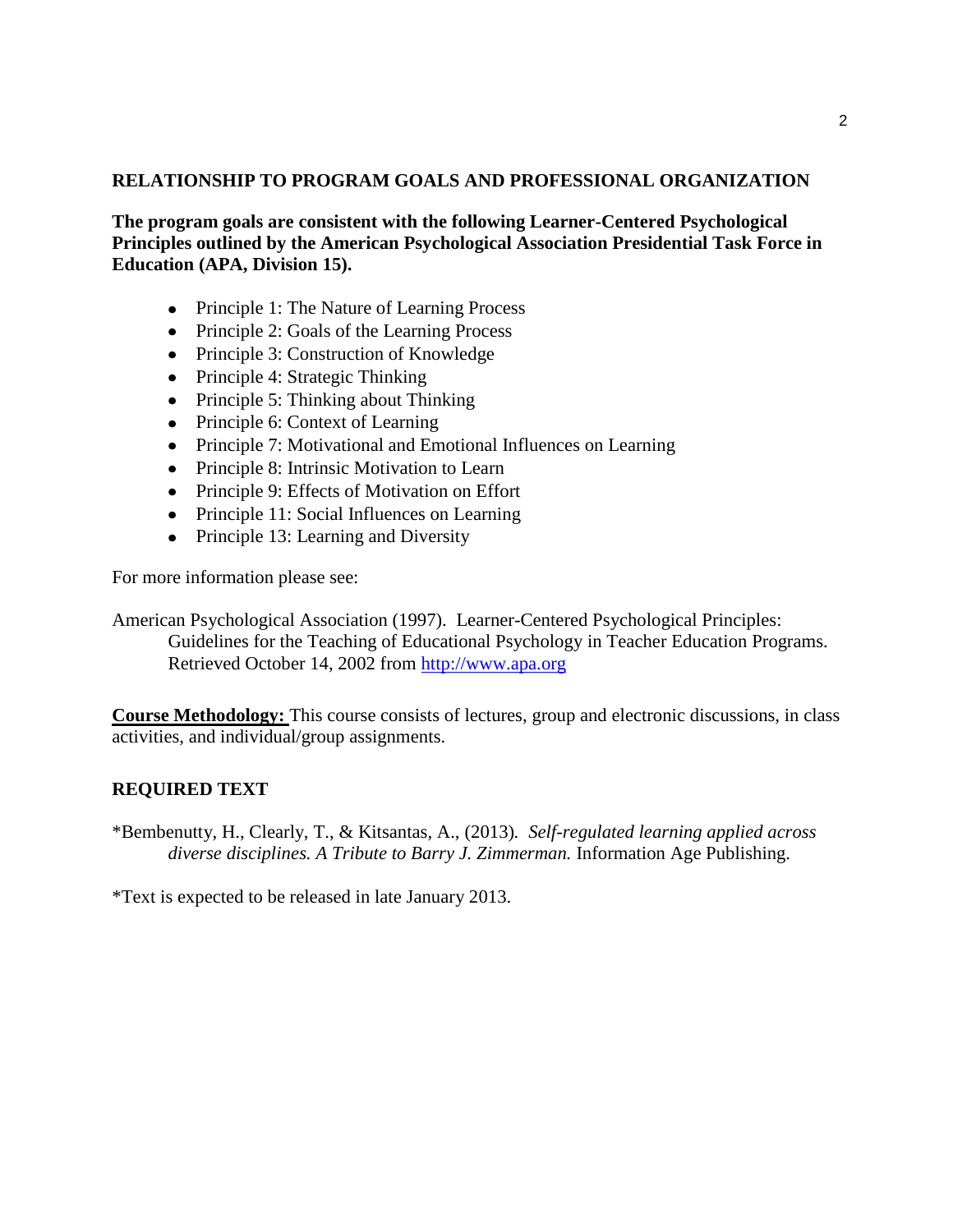## RELATIONSHIP TO PROGRAM GOALS AND PROFESSIONAL ORGANIZATION

**The program goals are consistent with the following Learner-Centered Psychological Principles outlined by the American Psychological Association Presidential Task Force in Education (APA, Division 15).**

- Principle 1: The Nature of Learning Process
- Principle 2: Goals of the Learning Process
- Principle 3: Construction of Knowledge
- Principle 4: Strategic Thinking
- Principle 5: Thinking about Thinking
- Principle 6: Context of Learning
- Principle 7: Motivational and Emotional Influences on Learning
- Principle 8: Intrinsic Motivation to Learn
- Principle 9: Effects of Motivation on Effort
- Principle 11: Social Influences on Learning
- Principle 13: Learning and Diversity

For more information please see:

American Psychological Association (1997). Learner-Centered Psychological Principles: Guidelines for the Teaching of Educational Psychology in Teacher Education Programs. Retrieved October 14, 2002 from [http://www.apa.org](http://www.apa.org)

**Course Methodology:** This course consists of lectures, group and electronic discussions, in class activities, and individual/group assignments.

## REQUIRED TEXT

*Bembenutty, H., Clearly, T., & Kitsantas, A., (2013). *Self-regulated learning applied across diverse disciplines. A Tribute to Barry J. Zimmerman.* Information Age Publishing.

*Text is expected to be released in late January 2013.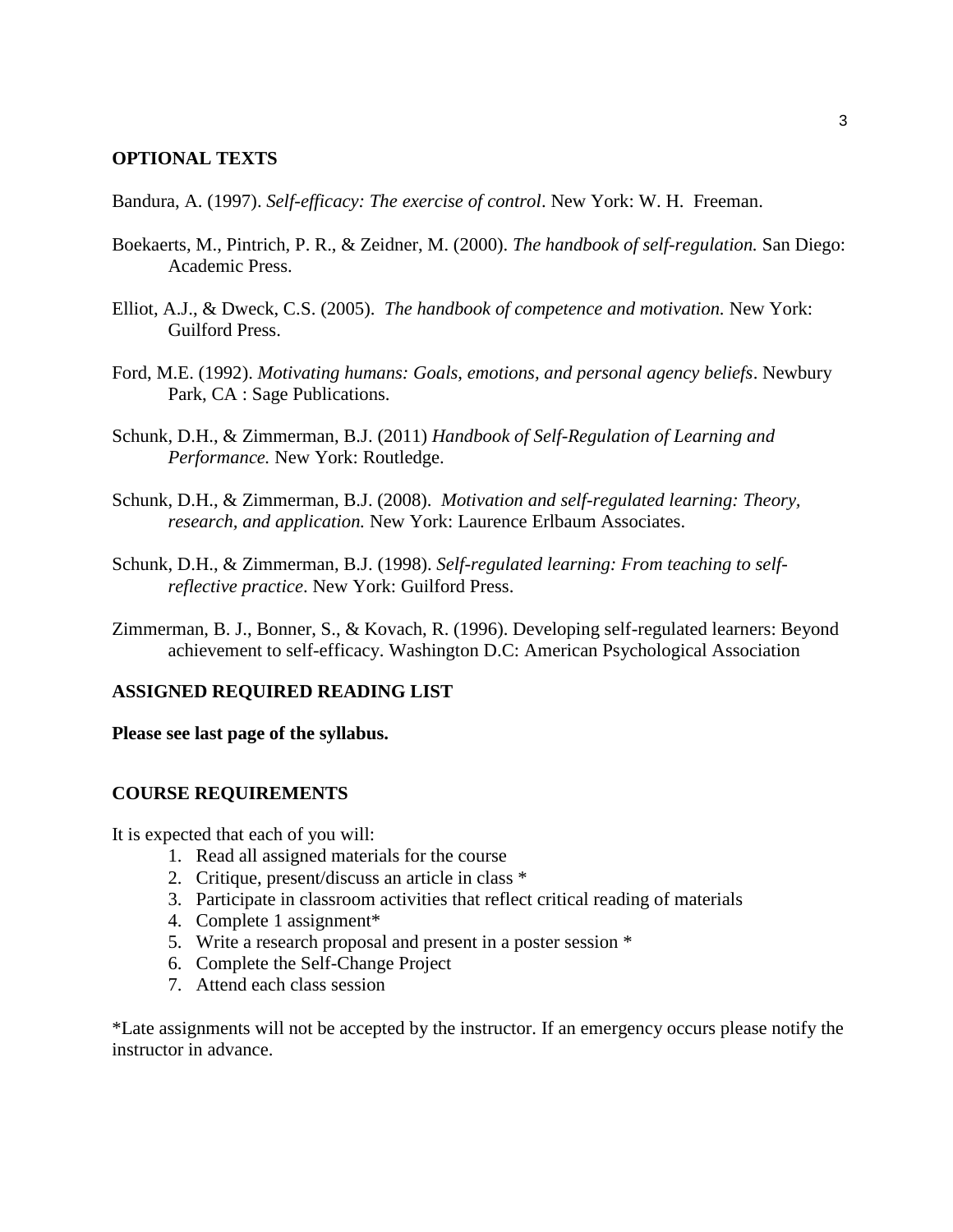## OPTIONAL TEXTS

Bandura, A. (1997). *Self-efficacy: The exercise of control*. New York: W. H. Freeman.

Boekaerts, M., Pintrich, P. R., & Zeidner, M. (2000). *The handbook of self-regulation.* San Diego: Academic Press.

Elliot, A.J., & Dweck, C.S. (2005). *The handbook of competence and motivation.* New York: Guilford Press.

Ford, M.E. (1992). *Motivating humans: Goals, emotions, and personal agency beliefs*. Newbury Park, CA : Sage Publications.

Schunk, D.H., & Zimmerman, B.J. (2011) *Handbook of Self-Regulation of Learning and Performance.* New York: Routledge.

Schunk, D.H., & Zimmerman, B.J. (2008). *Motivation and self-regulated learning: Theory, research, and application.* New York: Laurence Erlbaum Associates.

Schunk, D.H., & Zimmerman, B.J. (1998). *Self-regulated learning: From teaching to self-reflective practice*. New York: Guilford Press.

Zimmerman, B. J., Bonner, S., & Kovach, R. (1996). Developing self-regulated learners: Beyond achievement to self-efficacy. Washington D.C: American Psychological Association

## ASSIGNED REQUIRED READING LIST

**Please see last page of the syllabus.**

## COURSE REQUIREMENTS

It is expected that each of you will:

1. Read all assigned materials for the course
2. Critique, present/discuss an article in class *
3. Participate in classroom activities that reflect critical reading of materials
4. Complete 1 assignment*
5. Write a research proposal and present in a poster session *
6. Complete the Self-Change Project
7. Attend each class session

*Late assignments will not be accepted by the instructor. If an emergency occurs please notify the instructor in advance.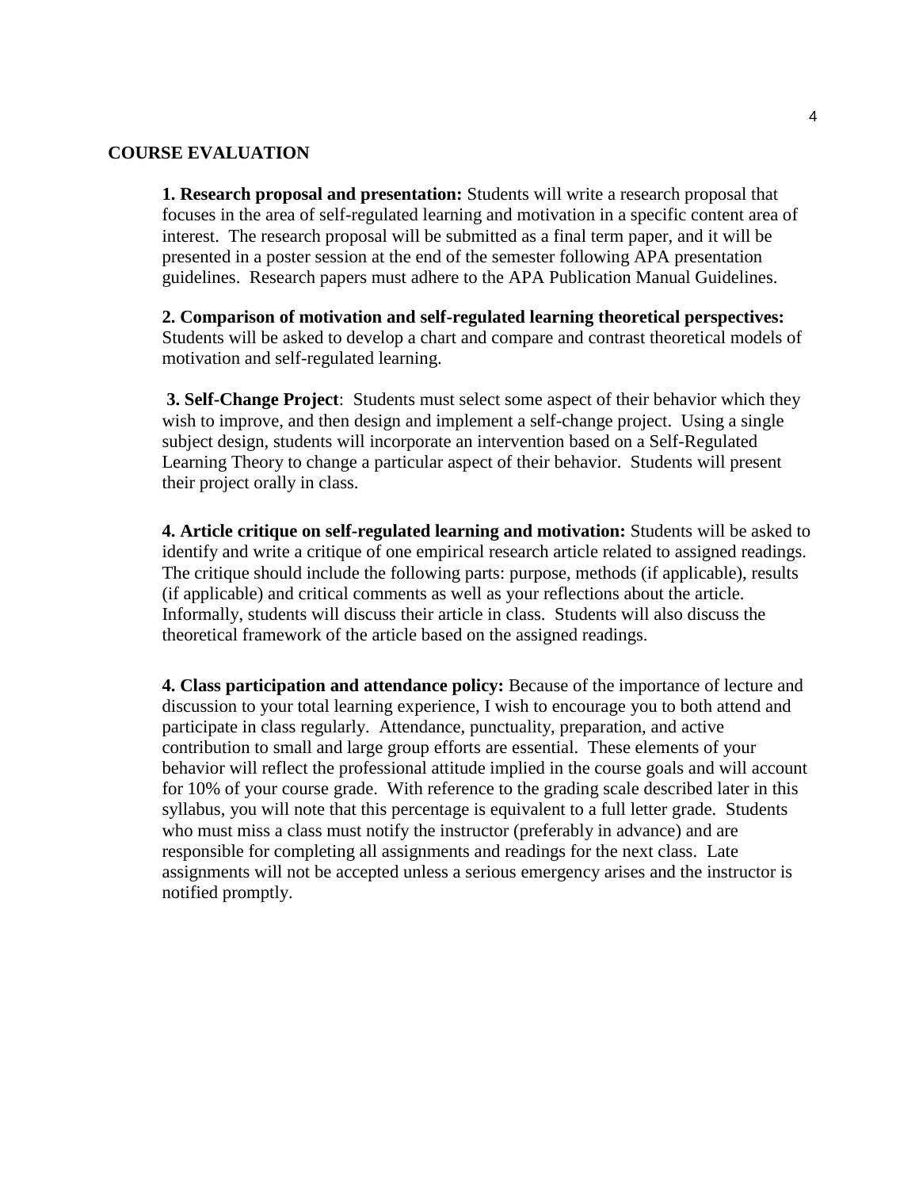## COURSE EVALUATION

**1. Research proposal and presentation:** Students will write a research proposal that focuses in the area of self-regulated learning and motivation in a specific content area of interest. The research proposal will be submitted as a final term paper, and it will be presented in a poster session at the end of the semester following APA presentation guidelines. Research papers must adhere to the APA Publication Manual Guidelines.

**2. Comparison of motivation and self-regulated learning theoretical perspectives:** Students will be asked to develop a chart and compare and contrast theoretical models of motivation and self-regulated learning.

**3. Self-Change Project**: Students must select some aspect of their behavior which they wish to improve, and then design and implement a self-change project. Using a single subject design, students will incorporate an intervention based on a Self-Regulated Learning Theory to change a particular aspect of their behavior. Students will present their project orally in class.

**4. Article critique on self-regulated learning and motivation:** Students will be asked to identify and write a critique of one empirical research article related to assigned readings. The critique should include the following parts: purpose, methods (if applicable), results (if applicable) and critical comments as well as your reflections about the article. Informally, students will discuss their article in class. Students will also discuss the theoretical framework of the article based on the assigned readings.

**4. Class participation and attendance policy:** Because of the importance of lecture and discussion to your total learning experience, I wish to encourage you to both attend and participate in class regularly. Attendance, punctuality, preparation, and active contribution to small and large group efforts are essential. These elements of your behavior will reflect the professional attitude implied in the course goals and will account for 10% of your course grade. With reference to the grading scale described later in this syllabus, you will note that this percentage is equivalent to a full letter grade. Students who must miss a class must notify the instructor (preferably in advance) and are responsible for completing all assignments and readings for the next class. Late assignments will not be accepted unless a serious emergency arises and the instructor is notified promptly.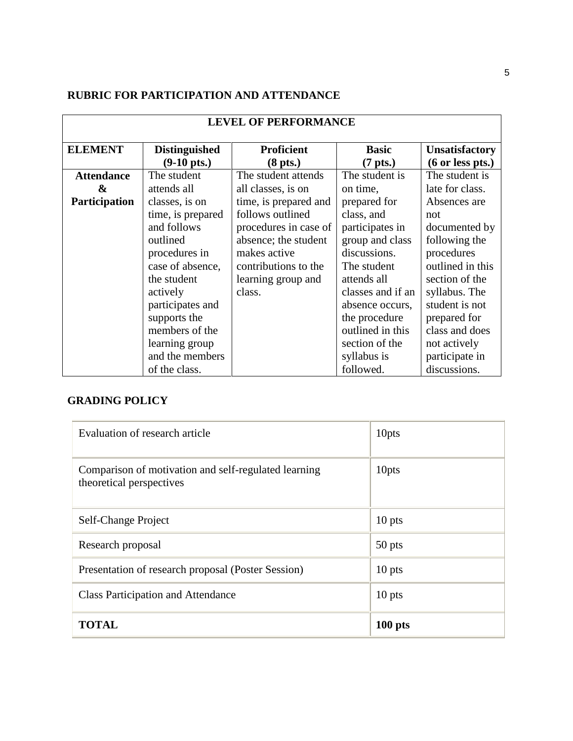**RUBRIC FOR PARTICIPATION AND ATTENDANCE**

| LEVEL OF PERFORMANCE | | | | |
|---|---|---|---|---|
| **ELEMENT** | **Distinguished (9-10 pts.)** | **Proficient (8 pts.)** | **Basic (7 pts.)** | **Unsatisfactory (6 or less pts.)** |
| **Attendance & Participation** | The student attends all classes, is on time, is prepared and follows outlined procedures in case of absence, the student actively participates and supports the members of the learning group and the members of the class. | The student attends all classes, is on time, is prepared and follows outlined procedures in case of absence; the student makes active contributions to the learning group and class. | The student is on time, prepared for class, and participates in group and class discussions. The student attends all classes and if an absence occurs, the procedure outlined in this section of the syllabus is followed. | The student is late for class. Absences are not documented by following the procedures outlined in this section of the syllabus. The student is not prepared for class and does not actively participate in discussions. |

**GRADING POLICY**

| | |
|---|---|
| Evaluation of research article | 10pts |
| Comparison of motivation and self-regulated learning theoretical perspectives | 10pts |
| Self-Change Project | 10 pts |
| Research proposal | 50 pts |
| Presentation of research proposal (Poster Session) | 10 pts |
| Class Participation and Attendance | 10 pts |
| **TOTAL** | **100 pts** |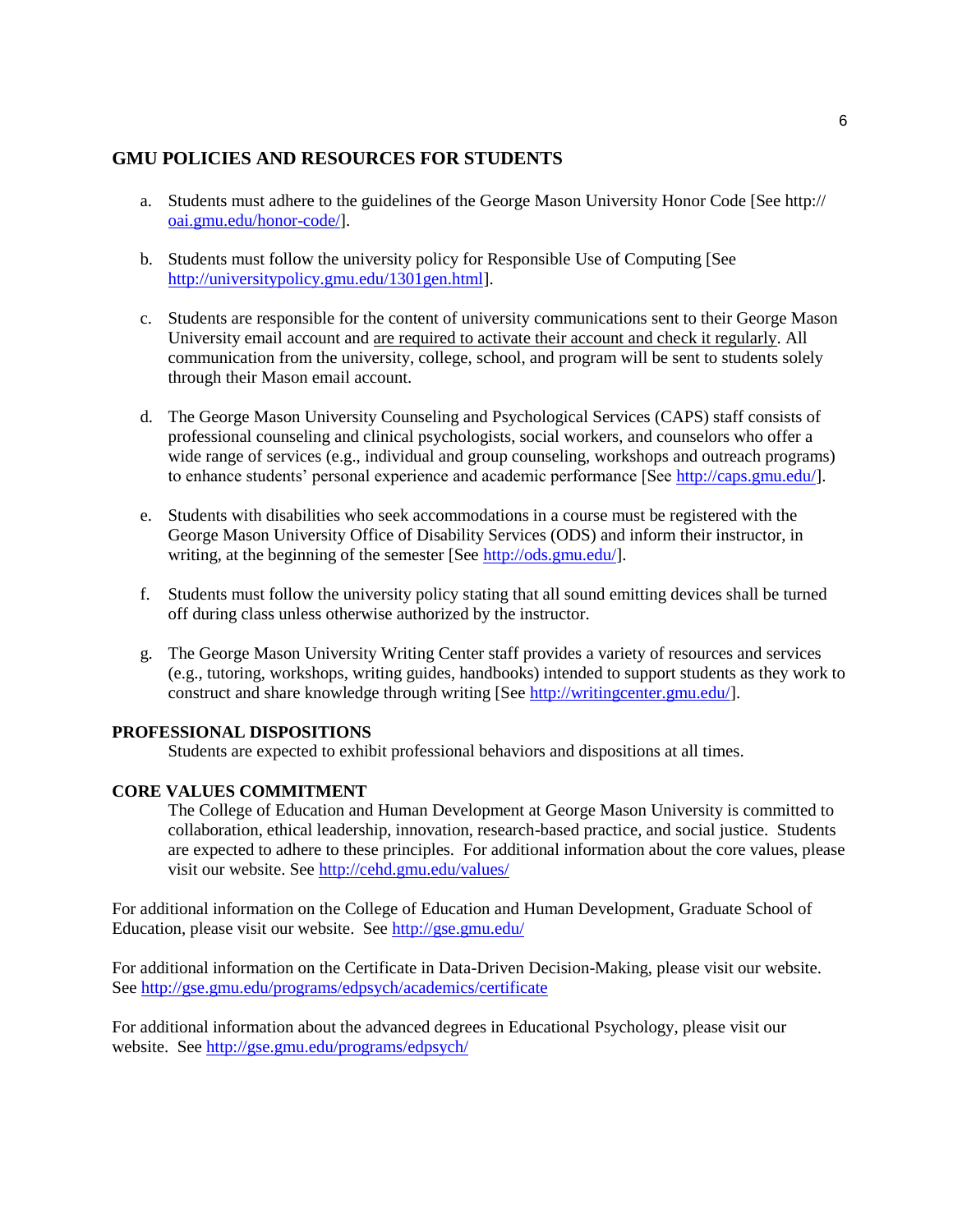## GMU POLICIES AND RESOURCES FOR STUDENTS

a. Students must adhere to the guidelines of the George Mason University Honor Code [See http:// oai.gmu.edu/honor-code/].

b. Students must follow the university policy for Responsible Use of Computing [See http://universitypolicy.gmu.edu/1301gen.html].

c. Students are responsible for the content of university communications sent to their George Mason University email account and are required to activate their account and check it regularly. All communication from the university, college, school, and program will be sent to students solely through their Mason email account.

d. The George Mason University Counseling and Psychological Services (CAPS) staff consists of professional counseling and clinical psychologists, social workers, and counselors who offer a wide range of services (e.g., individual and group counseling, workshops and outreach programs) to enhance students' personal experience and academic performance [See http://caps.gmu.edu/].

e. Students with disabilities who seek accommodations in a course must be registered with the George Mason University Office of Disability Services (ODS) and inform their instructor, in writing, at the beginning of the semester [See http://ods.gmu.edu/].

f. Students must follow the university policy stating that all sound emitting devices shall be turned off during class unless otherwise authorized by the instructor.

g. The George Mason University Writing Center staff provides a variety of resources and services (e.g., tutoring, workshops, writing guides, handbooks) intended to support students as they work to construct and share knowledge through writing [See http://writingcenter.gmu.edu/].

**PROFESSIONAL DISPOSITIONS**

Students are expected to exhibit professional behaviors and dispositions at all times.

**CORE VALUES COMMITMENT**

The College of Education and Human Development at George Mason University is committed to collaboration, ethical leadership, innovation, research-based practice, and social justice. Students are expected to adhere to these principles. For additional information about the core values, please visit our website. See http://cehd.gmu.edu/values/

For additional information on the College of Education and Human Development, Graduate School of Education, please visit our website. See http://gse.gmu.edu/

For additional information on the Certificate in Data-Driven Decision-Making, please visit our website. See http://gse.gmu.edu/programs/edpsych/academics/certificate

For additional information about the advanced degrees in Educational Psychology, please visit our website. See http://gse.gmu.edu/programs/edpsych/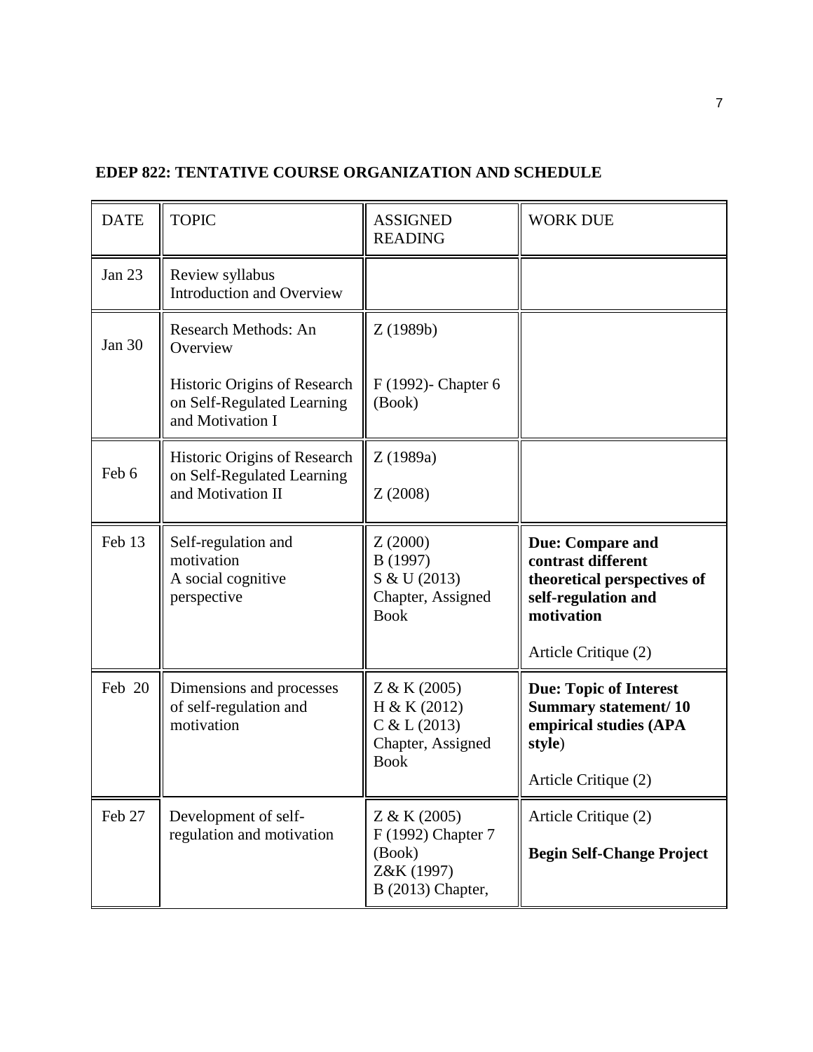**EDEP 822: TENTATIVE COURSE ORGANIZATION AND SCHEDULE**

| DATE | TOPIC | ASSIGNED READING | WORK DUE |
|---|---|---|---|
| Jan 23 | Review syllabus<br>Introduction and Overview | | |
| Jan 30 | Research Methods: An Overview<br><br>Historic Origins of Research on Self-Regulated Learning and Motivation I | Z (1989b)<br><br>F (1992)- Chapter 6 (Book) | |
| Feb 6 | Historic Origins of Research on Self-Regulated Learning and Motivation II | Z (1989a)<br><br>Z (2008) | |
| Feb 13 | Self-regulation and motivation<br>A social cognitive perspective | Z (2000)<br>B (1997)<br>S & U (2013)<br>Chapter, Assigned Book | **Due: Compare and contrast different theoretical perspectives of self-regulation and motivation**<br><br>Article Critique (2) |
| Feb 20 | Dimensions and processes of self-regulation and motivation | Z & K (2005)<br>H & K (2012)<br>C & L (2013)<br>Chapter, Assigned Book | **Due: Topic of Interest Summary statement/ 10 empirical studies (APA style**)<br><br>Article Critique (2) |
| Feb 27 | Development of self-regulation and motivation | Z & K (2005)<br>F (1992) Chapter 7 (Book)<br>Z&K (1997)<br>B (2013) Chapter, | Article Critique (2)<br><br>**Begin Self-Change Project** |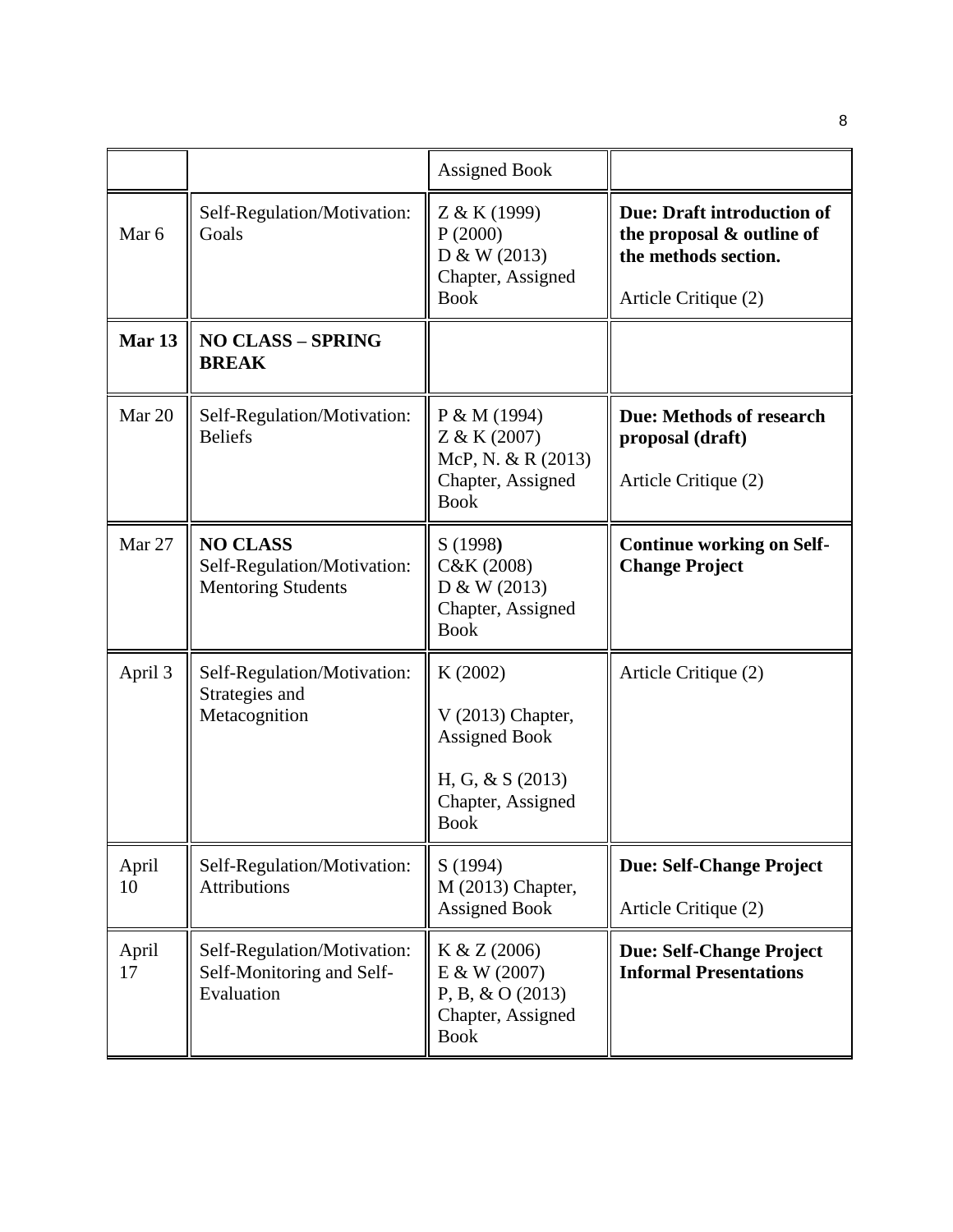| | | Assigned Book | |
|---|---|---|---|
| Mar 6 | Self-Regulation/Motivation: Goals | Z & K (1999)<br>P (2000)<br>D & W (2013) Chapter, Assigned Book | **Due: Draft introduction of the proposal & outline of the methods section.**<br><br>Article Critique (2) |
| **Mar 13** | **NO CLASS – SPRING BREAK** | | |
| Mar 20 | Self-Regulation/Motivation: Beliefs | P & M (1994)<br>Z & K (2007)<br>McP, N. & R (2013) Chapter, Assigned Book | **Due: Methods of research proposal (draft)**<br><br>Article Critique (2) |
| Mar 27 | **NO CLASS**<br>Self-Regulation/Motivation: Mentoring Students | S (1998)<br>C&K (2008)<br>D & W (2013) Chapter, Assigned Book | **Continue working on Self-Change Project** |
| April 3 | Self-Regulation/Motivation: Strategies and Metacognition | K (2002)<br><br>V (2013) Chapter, Assigned Book<br><br>H, G, & S (2013) Chapter, Assigned Book | Article Critique (2) |
| April 10 | Self-Regulation/Motivation: Attributions | S (1994)<br>M (2013) Chapter, Assigned Book | **Due: Self-Change Project**<br><br>Article Critique (2) |
| April 17 | Self-Regulation/Motivation: Self-Monitoring and Self-Evaluation | K & Z (2006)<br>E & W (2007)<br>P, B, & O (2013) Chapter, Assigned Book | **Due: Self-Change Project Informal Presentations** |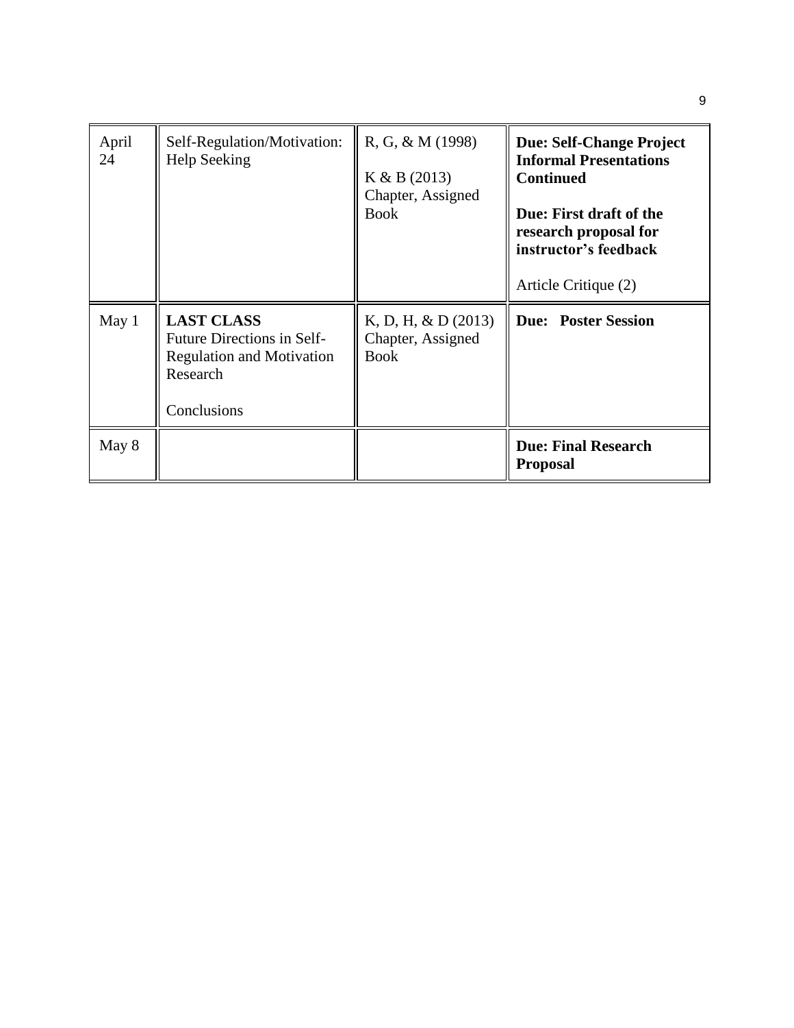| April 24 | Self-Regulation/Motivation: Help Seeking | R, G, & M (1998)<br><br>K & B (2013) Chapter, Assigned Book | **Due: Self-Change Project Informal Presentations Continued**<br><br>**Due: First draft of the research proposal for instructor's feedback**<br><br>Article Critique (2) |
|---|---|---|---|
| May 1 | **LAST CLASS**<br>Future Directions in Self-Regulation and Motivation Research<br><br>Conclusions | K, D, H, & D (2013) Chapter, Assigned Book | **Due: Poster Session** |
| May 8 | | | **Due: Final Research Proposal** |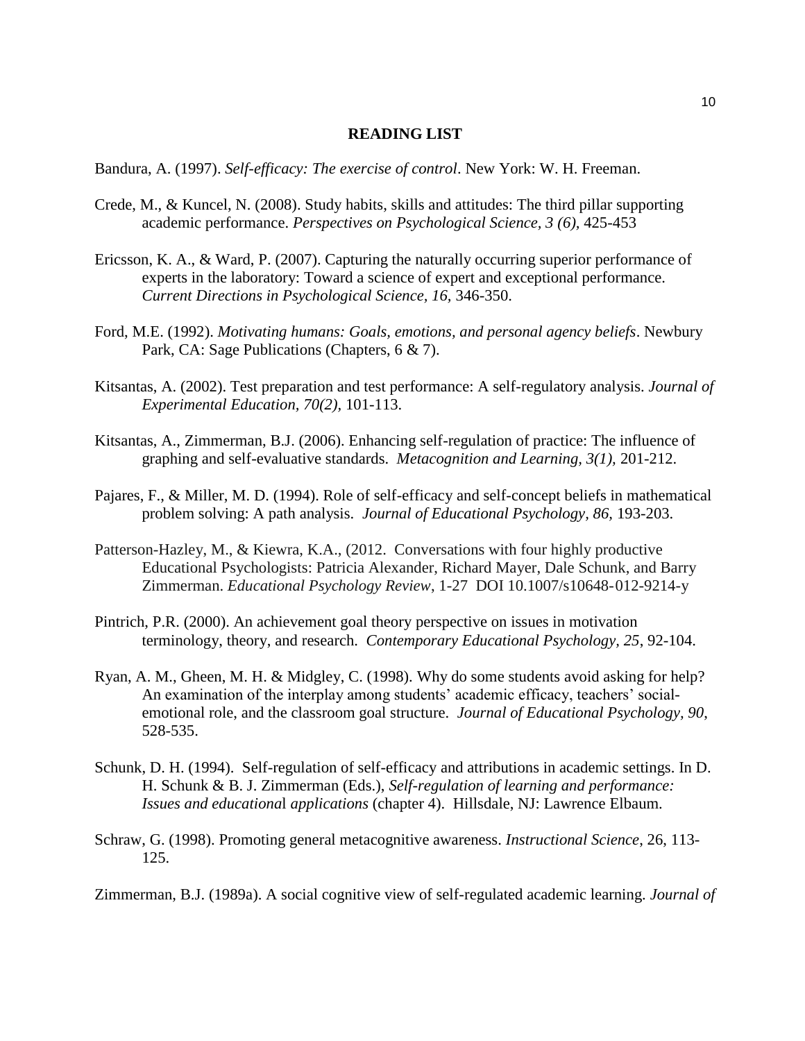## READING LIST

Bandura, A. (1997). *Self-efficacy: The exercise of control*. New York: W. H. Freeman.

Crede, M., & Kuncel, N. (2008). Study habits, skills and attitudes: The third pillar supporting academic performance. *Perspectives on Psychological Science, 3 (6),* 425-453

Ericsson, K. A., & Ward, P. (2007). Capturing the naturally occurring superior performance of experts in the laboratory: Toward a science of expert and exceptional performance. *Current Directions in Psychological Science, 16,* 346-350.

Ford, M.E. (1992). *Motivating humans: Goals, emotions, and personal agency beliefs*. Newbury Park, CA: Sage Publications (Chapters, 6 & 7).

Kitsantas, A. (2002). Test preparation and test performance: A self-regulatory analysis. *Journal of Experimental Education, 70(2),* 101-113.

Kitsantas, A., Zimmerman, B.J. (2006). Enhancing self-regulation of practice: The influence of graphing and self-evaluative standards. *Metacognition and Learning, 3(1),* 201-212.

Pajares, F., & Miller, M. D. (1994). Role of self-efficacy and self-concept beliefs in mathematical problem solving: A path analysis. *Journal of Educational Psychology, 86,* 193-203.

Patterson-Hazley, M., & Kiewra, K.A., (2012. Conversations with four highly productive Educational Psychologists: Patricia Alexander, Richard Mayer, Dale Schunk, and Barry Zimmerman. *Educational Psychology Review*, 1-27 DOI 10.1007/s10648-012-9214-y

Pintrich, P.R. (2000). An achievement goal theory perspective on issues in motivation terminology, theory, and research. *Contemporary Educational Psychology, 25,* 92-104.

Ryan, A. M., Gheen, M. H. & Midgley, C. (1998). Why do some students avoid asking for help? An examination of the interplay among students' academic efficacy, teachers' social-emotional role, and the classroom goal structure. *Journal of Educational Psychology, 90*, 528-535.

Schunk, D. H. (1994). Self-regulation of self-efficacy and attributions in academic settings. In D. H. Schunk & B. J. Zimmerman (Eds.), *Self-regulation of learning and performance: Issues and educational applications* (chapter 4). Hillsdale, NJ: Lawrence Elbaum.

Schraw, G. (1998). Promoting general metacognitive awareness. *Instructional Science,* 26, 113-125.

Zimmerman, B.J. (1989a). A social cognitive view of self-regulated academic learning. *Journal of*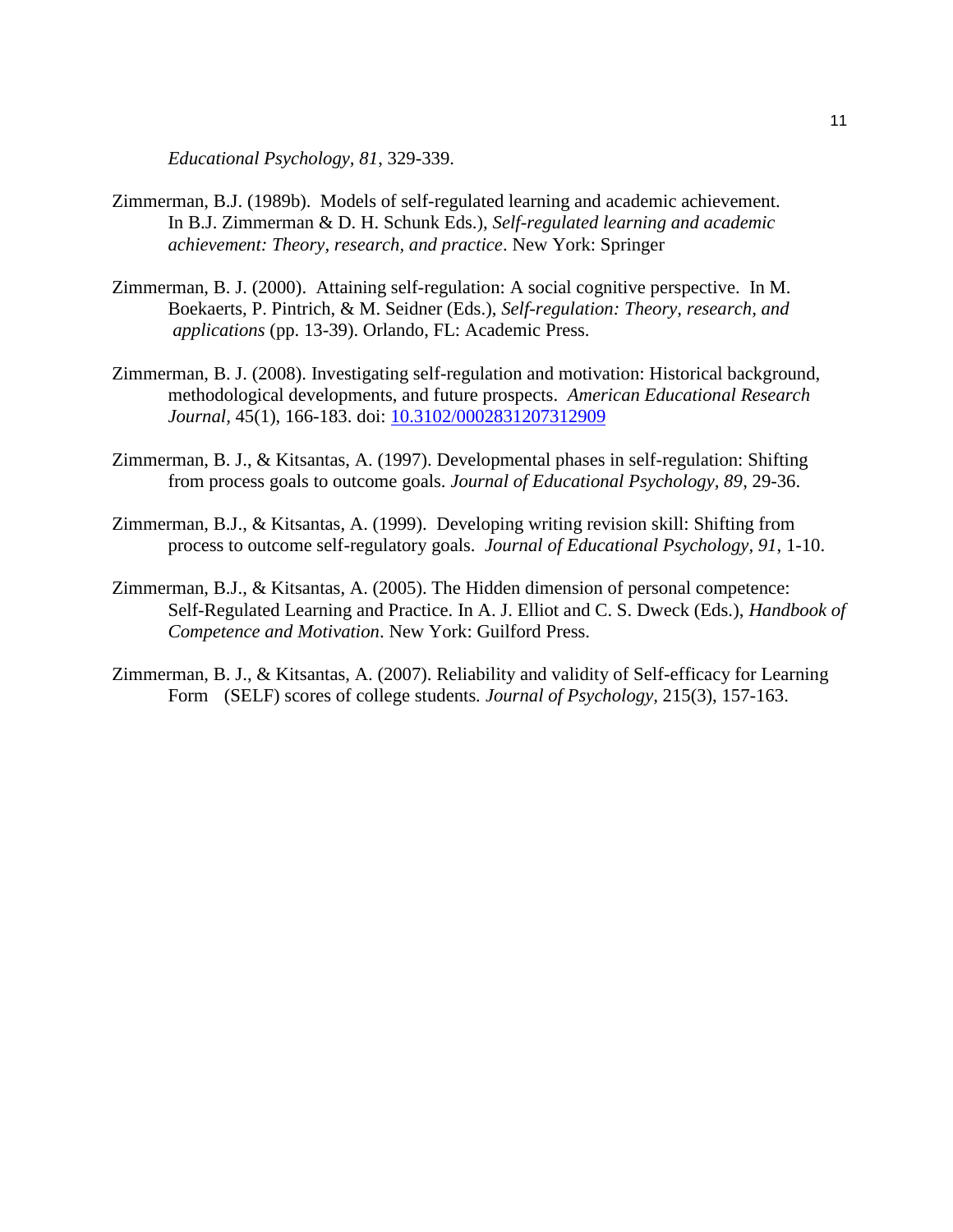*Educational Psychology, 81*, 329-339.

Zimmerman, B.J. (1989b). Models of self-regulated learning and academic achievement. In B.J. Zimmerman & D. H. Schunk Eds.), *Self-regulated learning and academic achievement: Theory, research, and practice*. New York: Springer

Zimmerman, B. J. (2000). Attaining self-regulation: A social cognitive perspective. In M. Boekaerts, P. Pintrich, & M. Seidner (Eds.), *Self-regulation: Theory, research, and applications* (pp. 13-39). Orlando, FL: Academic Press.

Zimmerman, B. J. (2008). Investigating self-regulation and motivation: Historical background, methodological developments, and future prospects. *American Educational Research Journal,* 45(1), 166-183. doi: [10.3102/0002831207312909](10.3102/0002831207312909)

Zimmerman, B. J., & Kitsantas, A. (1997). Developmental phases in self-regulation: Shifting from process goals to outcome goals. *Journal of Educational Psychology, 89*, 29-36.

Zimmerman, B.J., & Kitsantas, A. (1999). Developing writing revision skill: Shifting from process to outcome self-regulatory goals. *Journal of Educational Psychology, 91*, 1-10.

Zimmerman, B.J., & Kitsantas, A. (2005). The Hidden dimension of personal competence: Self-Regulated Learning and Practice. In A. J. Elliot and C. S. Dweck (Eds.), *Handbook of Competence and Motivation*. New York: Guilford Press.

Zimmerman, B. J., & Kitsantas, A. (2007). Reliability and validity of Self-efficacy for Learning Form (SELF) scores of college students. *Journal of Psychology,* 215(3), 157-163.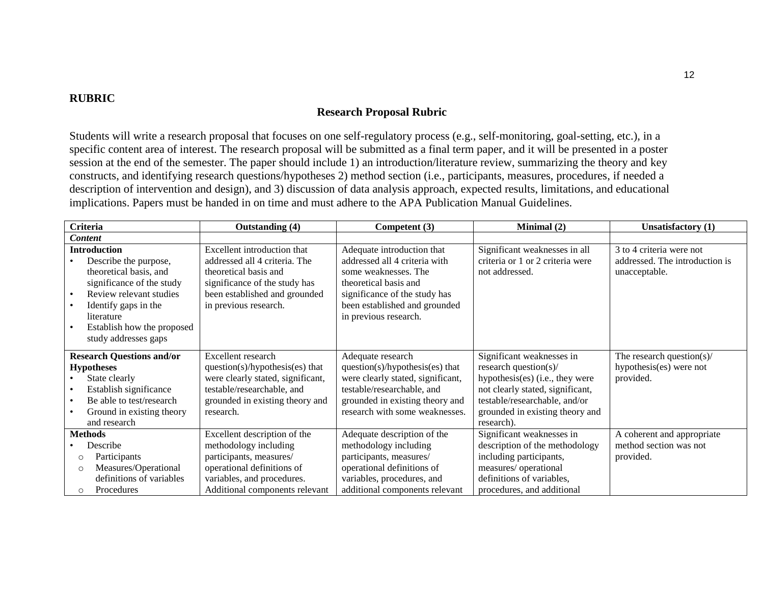**RUBRIC**

## Research Proposal Rubric

Students will write a research proposal that focuses on one self-regulatory process (e.g., self-monitoring, goal-setting, etc.), in a specific content area of interest. The research proposal will be submitted as a final term paper, and it will be presented in a poster session at the end of the semester. The paper should include 1) an introduction/literature review, summarizing the theory and key constructs, and identifying research questions/hypotheses 2) method section (i.e., participants, measures, procedures, if needed a description of intervention and design), and 3) discussion of data analysis approach, expected results, limitations, and educational implications. Papers must be handed in on time and must adhere to the APA Publication Manual Guidelines.

| Criteria | Outstanding (4) | Competent (3) | Minimal (2) | Unsatisfactory (1) |
|---|---|---|---|---|
| ***Content*** | | | | |
| **Introduction**<br>• Describe the purpose, theoretical basis, and significance of the study<br>• Review relevant studies<br>• Identify gaps in the literature<br>• Establish how the proposed study addresses gaps | Excellent introduction that addressed all 4 criteria. The theoretical basis and significance of the study has been established and grounded in previous research. | Adequate introduction that addressed all 4 criteria with some weaknesses. The theoretical basis and significance of the study has been established and grounded in previous research. | Significant weaknesses in all criteria or 1 or 2 criteria were not addressed. | 3 to 4 criteria were not addressed. The introduction is unacceptable. |
| **Research Questions and/or Hypotheses**<br>• State clearly<br>• Establish significance<br>• Be able to test/research<br>• Ground in existing theory and research | Excellent research question(s)/hypothesis(es) that were clearly stated, significant, testable/researchable, and grounded in existing theory and research. | Adequate research question(s)/hypothesis(es) that were clearly stated, significant, testable/researchable, and grounded in existing theory and research with some weaknesses. | Significant weaknesses in research question(s)/ hypothesis(es) (i.e., they were not clearly stated, significant, testable/researchable, and/or grounded in existing theory and research). | The research question(s)/ hypothesis(es) were not provided. |
| **Methods**<br>• Describe<br>  ○ Participants<br>  ○ Measures/Operational definitions of variables<br>  ○ Procedures | Excellent description of the methodology including participants, measures/ operational definitions of variables, and procedures. Additional components relevant | Adequate description of the methodology including participants, measures/ operational definitions of variables, procedures, and additional components relevant | Significant weaknesses in description of the methodology including participants, measures/ operational definitions of variables, procedures, and additional | A coherent and appropriate method section was not provided. |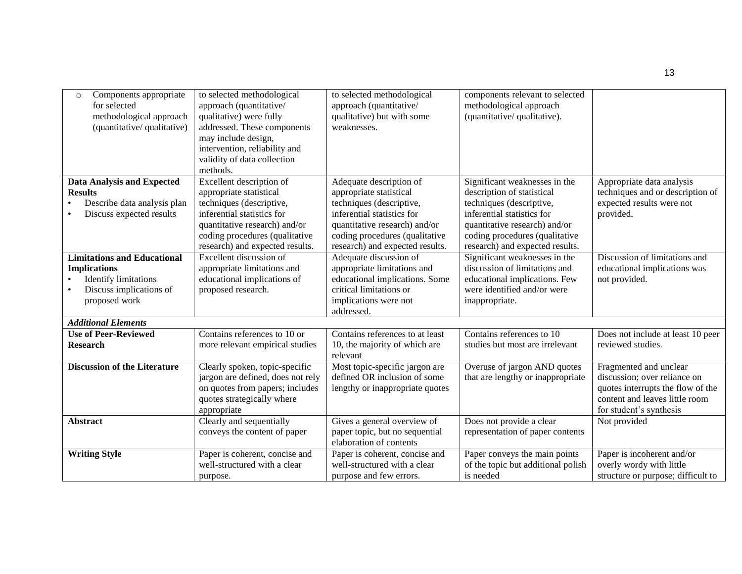| | | | | |
|---|---|---|---|---|
| ○ Components appropriate for selected methodological approach (quantitative/ qualitative) | to selected methodological approach (quantitative/ qualitative) were fully addressed. These components may include design, intervention, reliability and validity of data collection methods. | to selected methodological approach (quantitative/ qualitative) but with some weaknesses. | components relevant to selected methodological approach (quantitative/ qualitative). | |
| **Data Analysis and Expected Results** • Describe data analysis plan • Discuss expected results | Excellent description of appropriate statistical techniques (descriptive, inferential statistics for quantitative research) and/or coding procedures (qualitative research) and expected results. | Adequate description of appropriate statistical techniques (descriptive, inferential statistics for quantitative research) and/or coding procedures (qualitative research) and expected results. | Significant weaknesses in the description of statistical techniques (descriptive, inferential statistics for quantitative research) and/or coding procedures (qualitative research) and expected results. | Appropriate data analysis techniques and or description of expected results were not provided. |
| **Limitations and Educational Implications** • Identify limitations • Discuss implications of proposed work | Excellent discussion of appropriate limitations and educational implications of proposed research. | Adequate discussion of appropriate limitations and educational implications. Some critical limitations or implications were not addressed. | Significant weaknesses in the discussion of limitations and educational implications. Few were identified and/or were inappropriate. | Discussion of limitations and educational implications was not provided. |
| ***Additional Elements*** | | | | |
| **Use of Peer-Reviewed Research** | Contains references to 10 or more relevant empirical studies | Contains references to at least 10, the majority of which are relevant | Contains references to 10 studies but most are irrelevant | Does not include at least 10 peer reviewed studies. |
| **Discussion of the Literature** | Clearly spoken, topic-specific jargon are defined, does not rely on quotes from papers; includes quotes strategically where appropriate | Most topic-specific jargon are defined OR inclusion of some lengthy or inappropriate quotes | Overuse of jargon AND quotes that are lengthy or inappropriate | Fragmented and unclear discussion; over reliance on quotes interrupts the flow of the content and leaves little room for student's synthesis |
| **Abstract** | Clearly and sequentially conveys the content of paper | Gives a general overview of paper topic, but no sequential elaboration of contents | Does not provide a clear representation of paper contents | Not provided |
| **Writing Style** | Paper is coherent, concise and well-structured with a clear purpose. | Paper is coherent, concise and well-structured with a clear purpose and few errors. | Paper conveys the main points of the topic but additional polish is needed | Paper is incoherent and/or overly wordy with little structure or purpose; difficult to |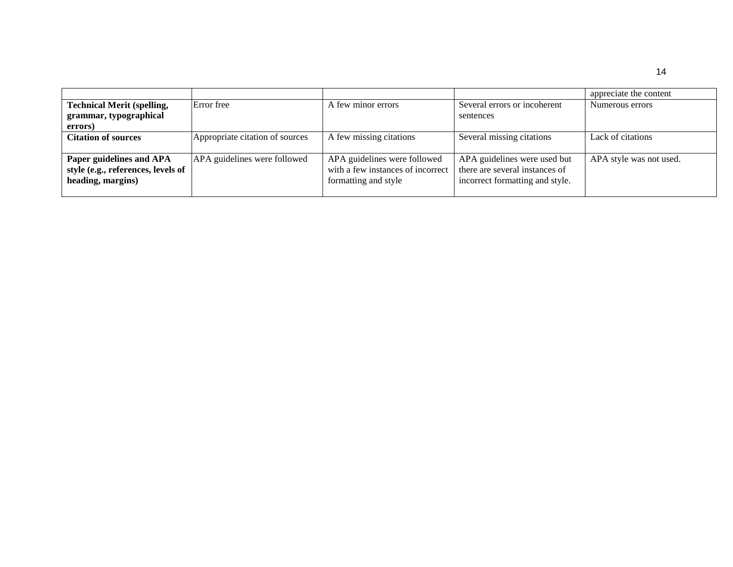| | | | | |
|---|---|---|---|---|
| | | | | appreciate the content |
| **Technical Merit (spelling, grammar, typographical errors)** | Error free | A few minor errors | Several errors or incoherent sentences | Numerous errors |
| **Citation of sources** | Appropriate citation of sources | A few missing citations | Several missing citations | Lack of citations |
| **Paper guidelines and APA style (e.g., references, levels of heading, margins)** | APA guidelines were followed | APA guidelines were followed with a few instances of incorrect formatting and style | APA guidelines were used but there are several instances of incorrect formatting and style. | APA style was not used. |